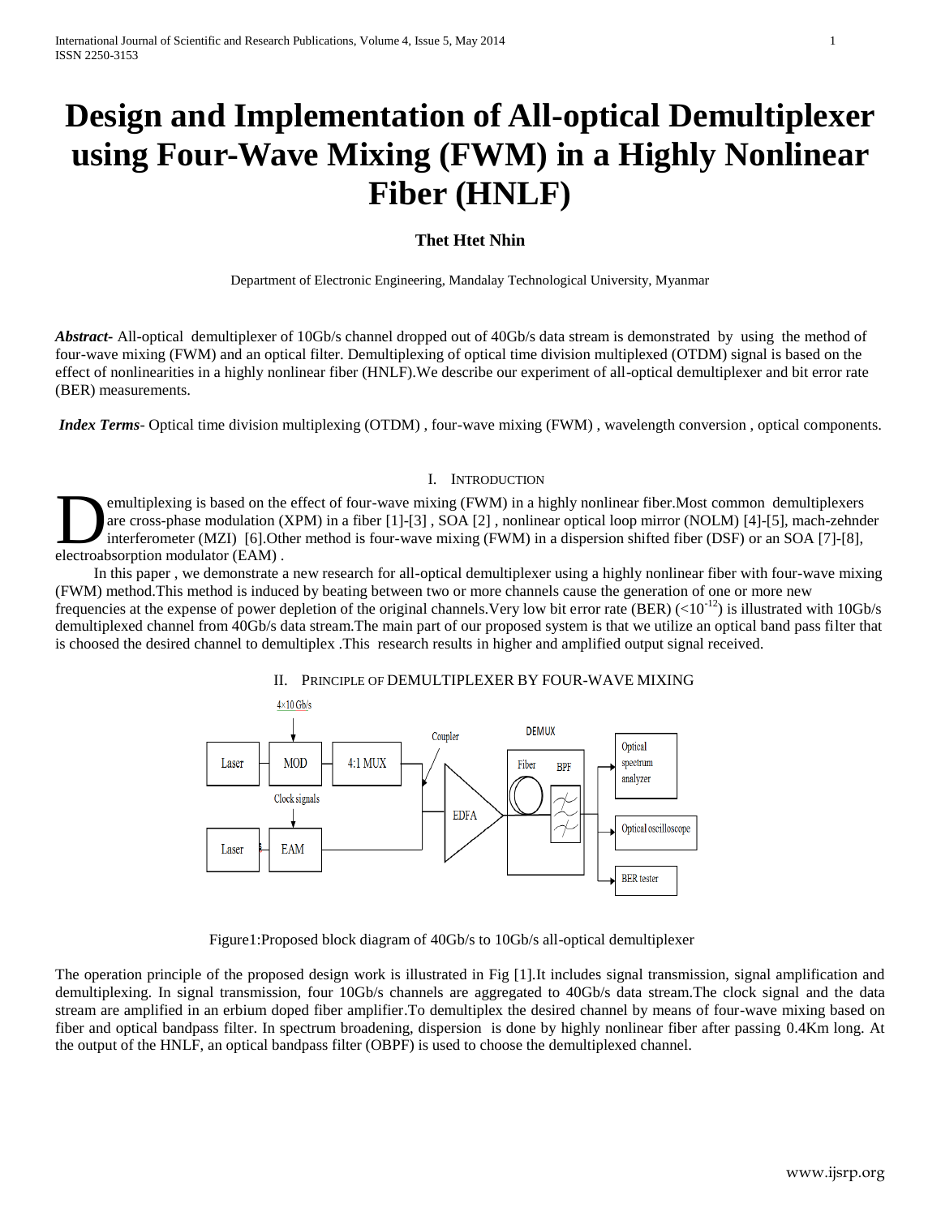# Design and Implementation of All-optical Demultiplexer using Four-Wave Mixing (FWM) in a Highly Nonlinear Fiber (HNLF)

**Thet Htet Nhin**

Department of Electronic Engineering, Mandalay Technological University, Myanmar

***Abstract***- All-optical demultiplexer of 10Gb/s channel dropped out of 40Gb/s data stream is demonstrated by using the method of four-wave mixing (FWM) and an optical filter. Demultiplexing of optical time division multiplexed (OTDM) signal is based on the effect of nonlinearities in a highly nonlinear fiber (HNLF).We describe our experiment of all-optical demultiplexer and bit error rate (BER) measurements.

***Index Terms***- Optical time division multiplexing (OTDM) , four-wave mixing (FWM) , wavelength conversion , optical components.

## I. Introduction

Demultiplexing is based on the effect of four-wave mixing (FWM) in a highly nonlinear fiber.Most common demultiplexers are cross-phase modulation (XPM) in a fiber [1]-[3] , SOA [2] , nonlinear optical loop mirror (NOLM) [4]-[5], mach-zehnder interferometer (MZI) [6].Other method is four-wave mixing (FWM) in a dispersion shifted fiber (DSF) or an SOA [7]-[8], electroabsorption modulator (EAM) .

In this paper , we demonstrate a new research for all-optical demultiplexer using a highly nonlinear fiber with four-wave mixing (FWM) method.This method is induced by beating between two or more channels cause the generation of one or more new frequencies at the expense of power depletion of the original channels.Very low bit error rate (BER) ($<10^{-12}$) is illustrated with 10Gb/s demultiplexed channel from 40Gb/s data stream.The main part of our proposed system is that we utilize an optical band pass filter that is choosed the desired channel to demultiplex .This research results in higher and amplified output signal received.

## II. Principle of Demultiplexer by Four-Wave Mixing

Figure1:Proposed block diagram of 40Gb/s to 10Gb/s all-optical demultiplexer

The operation principle of the proposed design work is illustrated in Fig [1].It includes signal transmission, signal amplification and demultiplexing. In signal transmission, four 10Gb/s channels are aggregated to 40Gb/s data stream.The clock signal and the data stream are amplified in an erbium doped fiber amplifier.To demultiplex the desired channel by means of four-wave mixing based on fiber and optical bandpass filter. In spectrum broadening, dispersion is done by highly nonlinear fiber after passing 0.4Km long. At the output of the HNLF, an optical bandpass filter (OBPF) is used to choose the demultiplexed channel.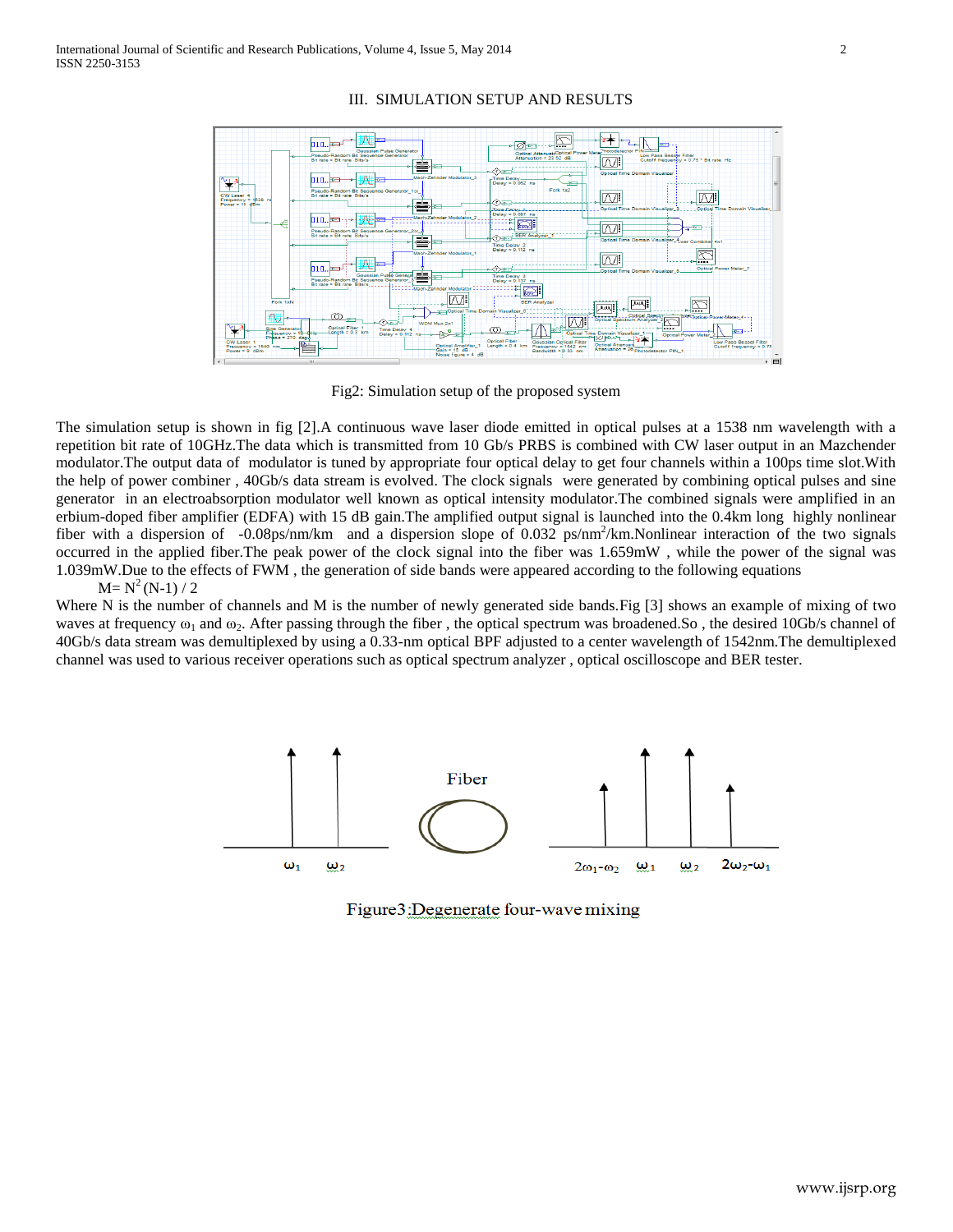## III. SIMULATION SETUP AND RESULTS

Fig2: Simulation setup of the proposed system

The simulation setup is shown in fig [2].A continuous wave laser diode emitted in optical pulses at a 1538 nm wavelength with a repetition bit rate of 10GHz.The data which is transmitted from 10 Gb/s PRBS is combined with CW laser output in an Mazchender modulator.The output data of modulator is tuned by appropriate four optical delay to get four channels within a 100ps time slot.With the help of power combiner , 40Gb/s data stream is evolved. The clock signals were generated by combining optical pulses and sine generator in an electroabsorption modulator well known as optical intensity modulator.The combined signals were amplified in an erbium-doped fiber amplifier (EDFA) with 15 dB gain.The amplified output signal is launched into the 0.4km long highly nonlinear fiber with a dispersion of -0.08ps/nm/km and a dispersion slope of 0.032 $ps/nm^2/km$.Nonlinear interaction of the two signals occurred in the applied fiber.The peak power of the clock signal into the fiber was 1.659mW , while the power of the signal was 1.039mW.Due to the effects of FWM , the generation of side bands were appeared according to the following equations

$$M= N^2 (N-1) / 2$$

Where N is the number of channels and M is the number of newly generated side bands.Fig [3] shows an example of mixing of two waves at frequency $\omega_1$ and $\omega_2$. After passing through the fiber , the optical spectrum was broadened.So , the desired 10Gb/s channel of 40Gb/s data stream was demultiplexed by using a 0.33-nm optical BPF adjusted to a center wavelength of 1542nm.The demultiplexed channel was used to various receiver operations such as optical spectrum analyzer , optical oscilloscope and BER tester.

Figure3:Degenerate four-wave mixing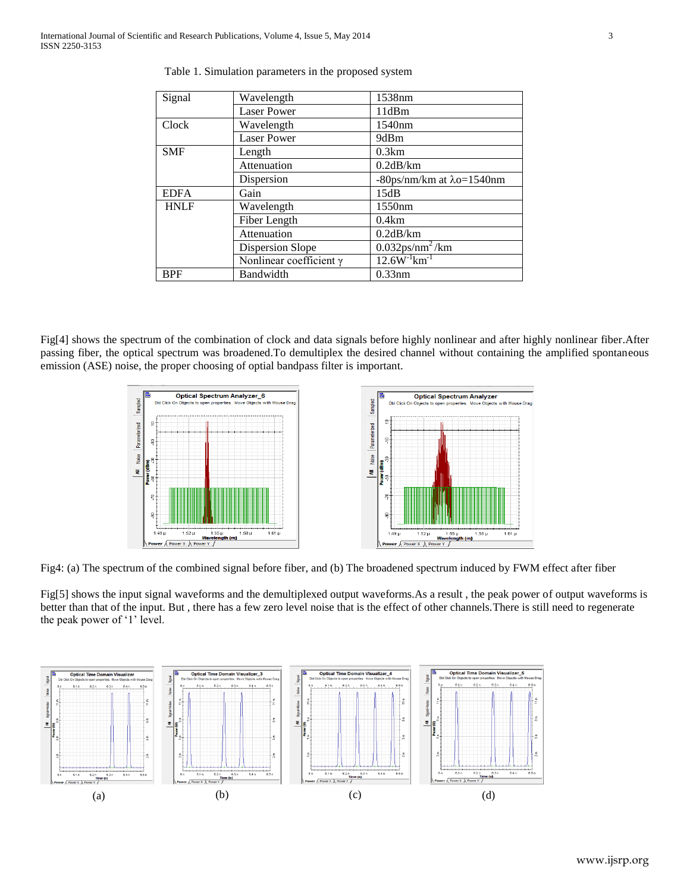Table 1. Simulation parameters in the proposed system

| Signal | Wavelength | 1538nm |
|---|---|---|
| | Laser Power | 11dBm |
| Clock | Wavelength | 1540nm |
| | Laser Power | 9dBm |
| SMF | Length | 0.3km |
| | Attenuation | 0.2dB/km |
| | Dispersion | -80ps/nm/km at $\lambda$o=1540nm |
| EDFA | Gain | 15dB |
| HNLF | Wavelength | 1550nm |
| | Fiber Length | 0.4km |
| | Attenuation | 0.2dB/km |
| | Dispersion Slope | $0.032ps/nm^2/km$ |
| | Nonlinear coefficient $\gamma$ | $12.6W^{-1}km^{-1}$ |
| BPF | Bandwidth | 0.33nm |

Fig[4] shows the spectrum of the combination of clock and data signals before highly nonlinear and after highly nonlinear fiber.After passing fiber, the optical spectrum was broadened.To demultiplex the desired channel without containing the amplified spontaneous emission (ASE) noise, the proper choosing of optial bandpass filter is important.

Fig4: (a) The spectrum of the combined signal before fiber, and (b) The broadened spectrum induced by FWM effect after fiber

Fig[5] shows the input signal waveforms and the demultiplexed output waveforms.As a result , the peak power of output waveforms is better than that of the input. But , there has a few zero level noise that is the effect of other channels.There is still need to regenerate the peak power of '1' level.

(a) (b) (c) (d)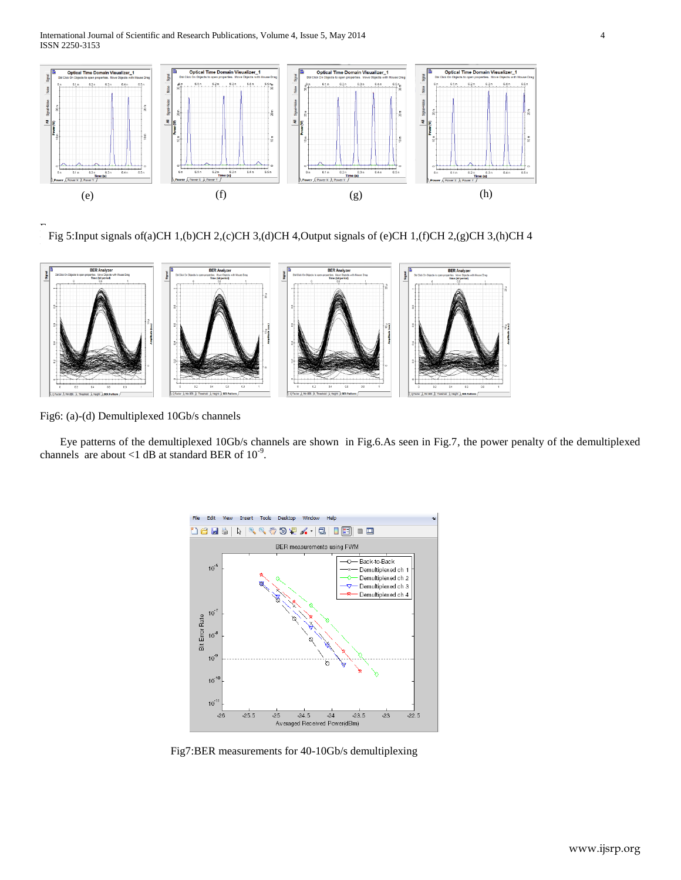(e) (f) (g) (h)

Fig 5:Input signals of(a)CH 1,(b)CH 2,(c)CH 3,(d)CH 4,Output signals of (e)CH 1,(f)CH 2,(g)CH 3,(h)CH 4

Fig6: (a)-(d) Demultiplexed 10Gb/s channels

Eye patterns of the demultiplexed 10Gb/s channels are shown in Fig.6.As seen in Fig.7, the power penalty of the demultiplexed channels are about <1 dB at standard BER of $10^{-9}$.

Fig7:BER measurements for 40-10Gb/s demultiplexing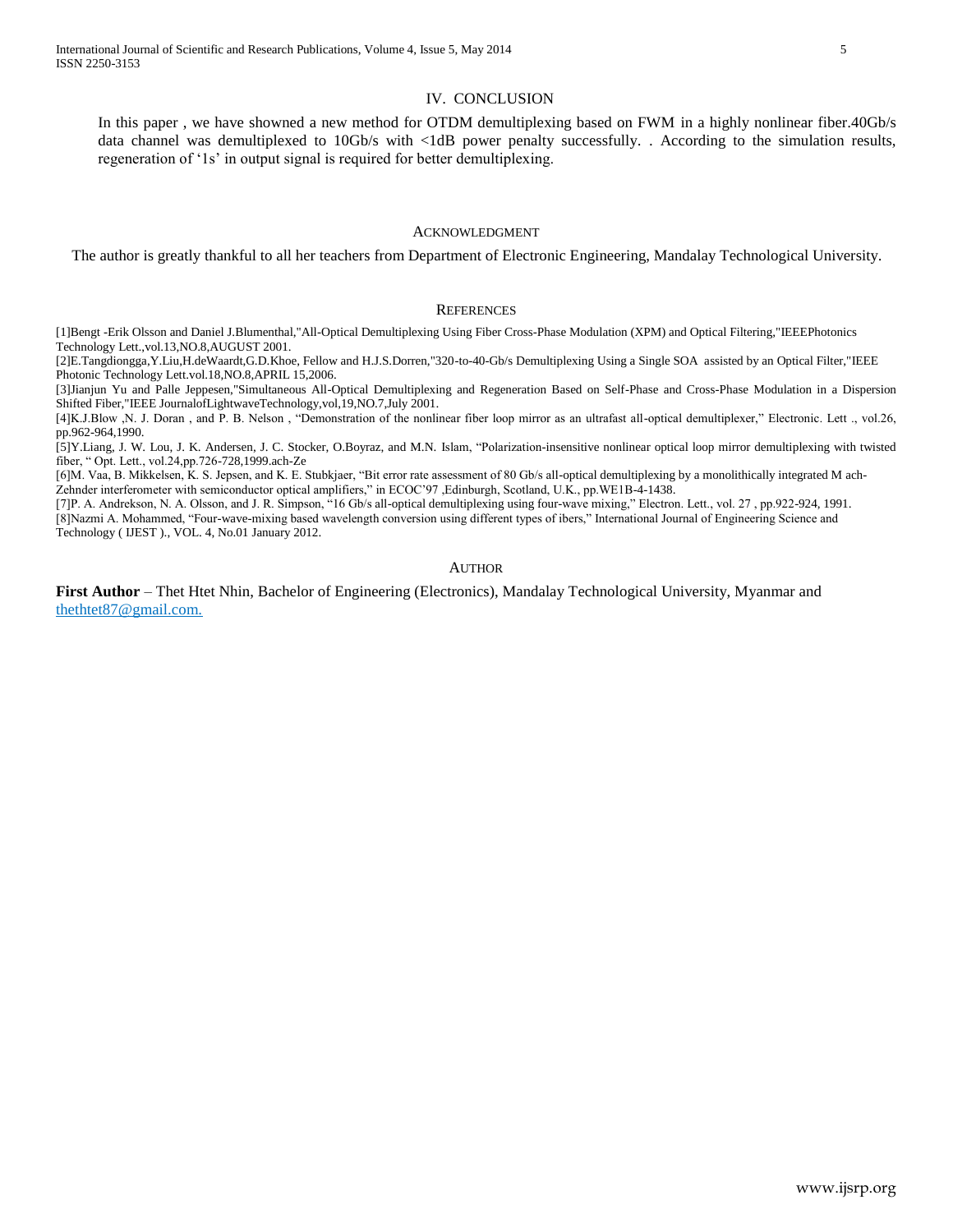## IV. CONCLUSION

In this paper , we have showned a new method for OTDM demultiplexing based on FWM in a highly nonlinear fiber.40Gb/s data channel was demultiplexed to 10Gb/s with <1dB power penalty successfully. . According to the simulation results, regeneration of '1s' in output signal is required for better demultiplexing.

## ACKNOWLEDGMENT

The author is greatly thankful to all her teachers from Department of Electronic Engineering, Mandalay Technological University.

## REFERENCES

[1]Bengt -Erik Olsson and Daniel J.Blumenthal,"All-Optical Demultiplexing Using Fiber Cross-Phase Modulation (XPM) and Optical Filtering,"IEEEPhotonics Technology Lett.,vol.13,NO.8,AUGUST 2001.

[2]E.Tangdiongga,Y.Liu,H.deWaardt,G.D.Khoe, Fellow and H.J.S.Dorren,"320-to-40-Gb/s Demultiplexing Using a Single SOA assisted by an Optical Filter,"IEEE Photonic Technology Lett.vol.18,NO.8,APRIL 15,2006.

[3]Jianjun Yu and Palle Jeppesen,"Simultaneous All-Optical Demultiplexing and Regeneration Based on Self-Phase and Cross-Phase Modulation in a Dispersion Shifted Fiber,"IEEE JournalofLightwaveTechnology,vol,19,NO.7,July 2001.

[4]K.J.Blow ,N. J. Doran , and P. B. Nelson , "Demonstration of the nonlinear fiber loop mirror as an ultrafast all-optical demultiplexer," Electronic. Lett ., vol.26, pp.962-964,1990.

[5]Y.Liang, J. W. Lou, J. K. Andersen, J. C. Stocker, O.Boyraz, and M.N. Islam, "Polarization-insensitive nonlinear optical loop mirror demultiplexing with twisted fiber, " Opt. Lett., vol.24,pp.726-728,1999.ach-Ze

[6]M. Vaa, B. Mikkelsen, K. S. Jepsen, and K. E. Stubkjaer, "Bit error rate assessment of 80 Gb/s all-optical demultiplexing by a monolithically integrated M ach-Zehnder interferometer with semiconductor optical amplifiers," in ECOC'97 ,Edinburgh, Scotland, U.K., pp.WE1B-4-1438.

[7]P. A. Andrekson, N. A. Olsson, and J. R. Simpson, "16 Gb/s all-optical demultiplexing using four-wave mixing," Electron. Lett., vol. 27 , pp.922-924, 1991.

[8]Nazmi A. Mohammed, "Four-wave-mixing based wavelength conversion using different types of ibers," International Journal of Engineering Science and Technology ( IJEST )., VOL. 4, No.01 January 2012.

## AUTHOR

**First Author** – Thet Htet Nhin, Bachelor of Engineering (Electronics), Mandalay Technological University, Myanmar and thethtet87@gmail.com.